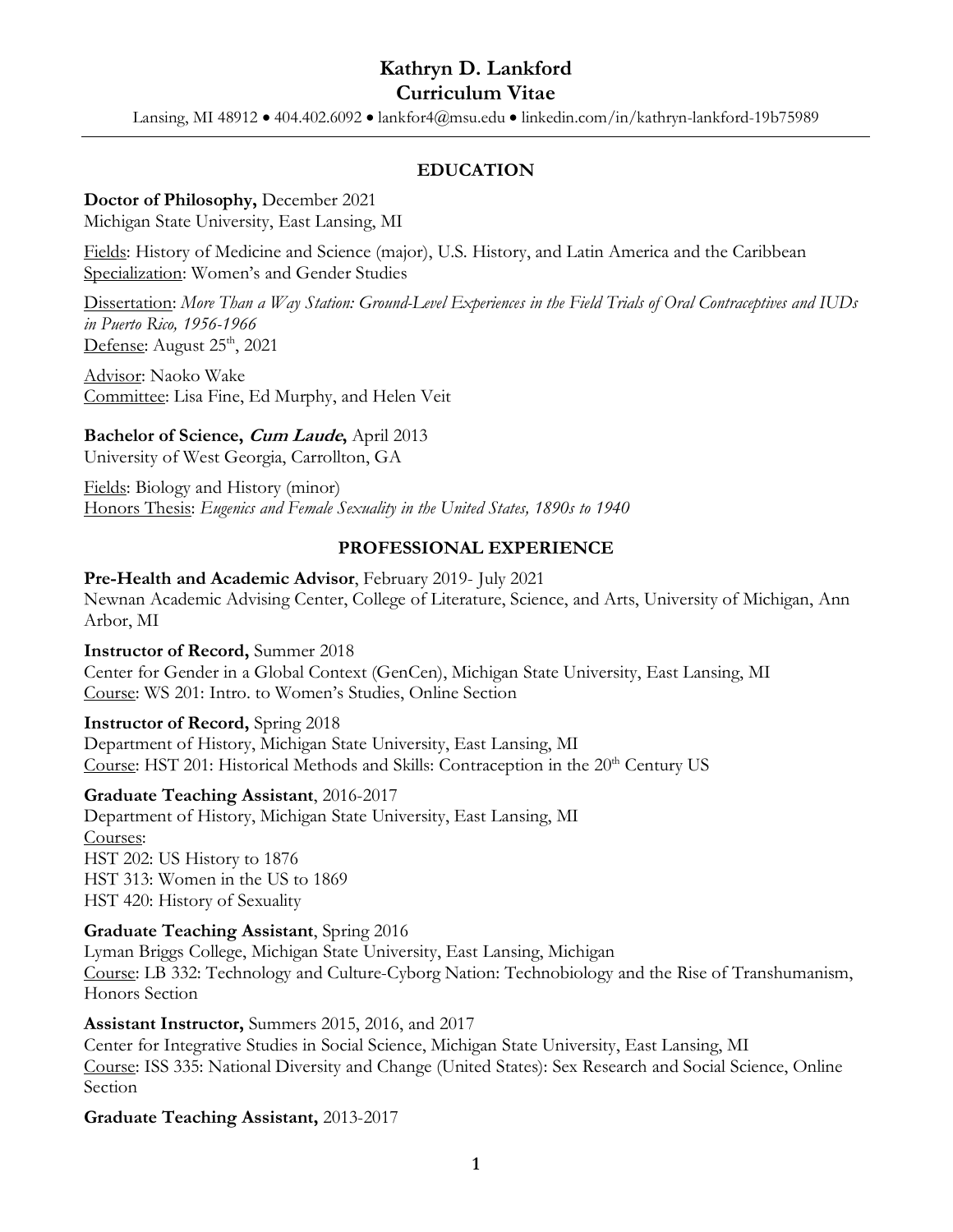# Kathryn D. Lankford
## Curriculum Vitae

Lansing, MI 48912 • 404.402.6092 • lankfor4@msu.edu • linkedin.com/in/kathryn-lankford-19b75989

---

## EDUCATION

**Doctor of Philosophy,** December 2021
Michigan State University, East Lansing, MI

Fields: History of Medicine and Science (major), U.S. History, and Latin America and the Caribbean
Specialization: Women's and Gender Studies

Dissertation: *More Than a Way Station: Ground-Level Experiences in the Field Trials of Oral Contraceptives and IUDs in Puerto Rico, 1956-1966*
Defense: August 25th, 2021

Advisor: Naoko Wake
Committee: Lisa Fine, Ed Murphy, and Helen Veit

**Bachelor of Science, *Cum Laude*,** April 2013
University of West Georgia, Carrollton, GA

Fields: Biology and History (minor)
Honors Thesis: *Eugenics and Female Sexuality in the United States, 1890s to 1940*

## PROFESSIONAL EXPERIENCE

**Pre-Health and Academic Advisor**, February 2019- July 2021
Newnan Academic Advising Center, College of Literature, Science, and Arts, University of Michigan, Ann Arbor, MI

**Instructor of Record,** Summer 2018
Center for Gender in a Global Context (GenCen), Michigan State University, East Lansing, MI
Course: WS 201: Intro. to Women's Studies, Online Section

**Instructor of Record,** Spring 2018
Department of History, Michigan State University, East Lansing, MI
Course: HST 201: Historical Methods and Skills: Contraception in the 20th Century US

**Graduate Teaching Assistant**, 2016-2017
Department of History, Michigan State University, East Lansing, MI
Courses:
HST 202: US History to 1876
HST 313: Women in the US to 1869
HST 420: History of Sexuality

**Graduate Teaching Assistant**, Spring 2016
Lyman Briggs College, Michigan State University, East Lansing, Michigan
Course: LB 332: Technology and Culture-Cyborg Nation: Technobiology and the Rise of Transhumanism, Honors Section

**Assistant Instructor,** Summers 2015, 2016, and 2017
Center for Integrative Studies in Social Science, Michigan State University, East Lansing, MI
Course: ISS 335: National Diversity and Change (United States): Sex Research and Social Science, Online Section

**Graduate Teaching Assistant,** 2013-2017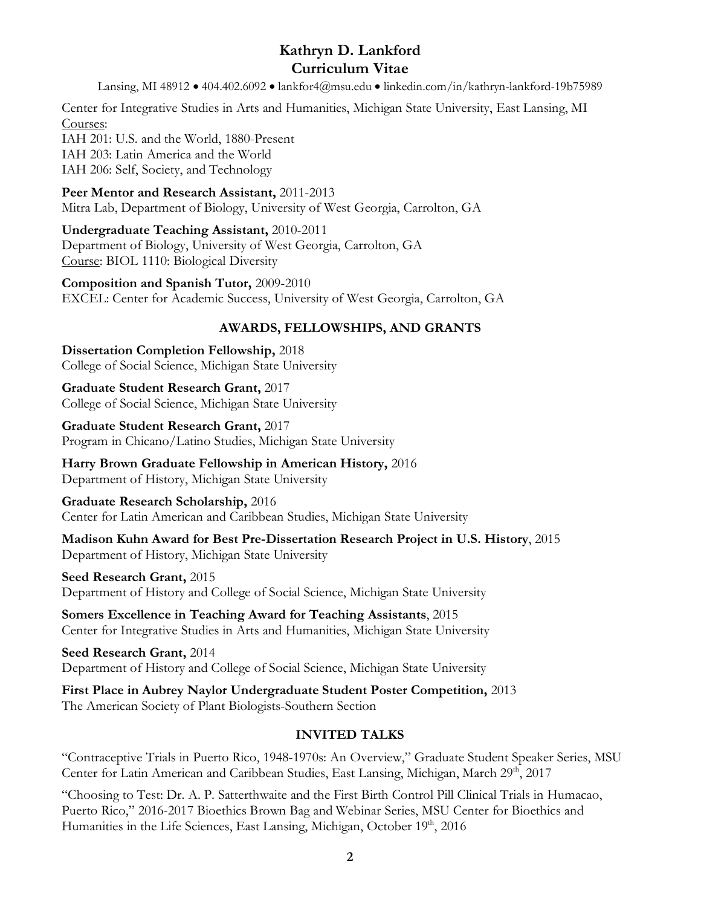# Kathryn D. Lankford
# Curriculum Vitae

Lansing, MI 48912 • 404.402.6092 • lankfor4@msu.edu • linkedin.com/in/kathryn-lankford-19b75989

Center for Integrative Studies in Arts and Humanities, Michigan State University, East Lansing, MI
Courses:
IAH 201: U.S. and the World, 1880-Present
IAH 203: Latin America and the World
IAH 206: Self, Society, and Technology

**Peer Mentor and Research Assistant,** 2011-2013
Mitra Lab, Department of Biology, University of West Georgia, Carrolton, GA

**Undergraduate Teaching Assistant,** 2010-2011
Department of Biology, University of West Georgia, Carrolton, GA
Course: BIOL 1110: Biological Diversity

**Composition and Spanish Tutor,** 2009-2010
EXCEL: Center for Academic Success, University of West Georgia, Carrolton, GA

## AWARDS, FELLOWSHIPS, AND GRANTS

**Dissertation Completion Fellowship,** 2018
College of Social Science, Michigan State University

**Graduate Student Research Grant,** 2017
College of Social Science, Michigan State University

**Graduate Student Research Grant,** 2017
Program in Chicano/Latino Studies, Michigan State University

**Harry Brown Graduate Fellowship in American History,** 2016
Department of History, Michigan State University

**Graduate Research Scholarship,** 2016
Center for Latin American and Caribbean Studies, Michigan State University

**Madison Kuhn Award for Best Pre-Dissertation Research Project in U.S. History**, 2015
Department of History, Michigan State University

**Seed Research Grant,** 2015
Department of History and College of Social Science, Michigan State University

**Somers Excellence in Teaching Award for Teaching Assistants**, 2015
Center for Integrative Studies in Arts and Humanities, Michigan State University

**Seed Research Grant,** 2014
Department of History and College of Social Science, Michigan State University

**First Place in Aubrey Naylor Undergraduate Student Poster Competition,** 2013
The American Society of Plant Biologists-Southern Section

## INVITED TALKS

"Contraceptive Trials in Puerto Rico, 1948-1970s: An Overview," Graduate Student Speaker Series, MSU Center for Latin American and Caribbean Studies, East Lansing, Michigan, March 29th, 2017

"Choosing to Test: Dr. A. P. Satterthwaite and the First Birth Control Pill Clinical Trials in Humacao, Puerto Rico," 2016-2017 Bioethics Brown Bag and Webinar Series, MSU Center for Bioethics and Humanities in the Life Sciences, East Lansing, Michigan, October 19th, 2016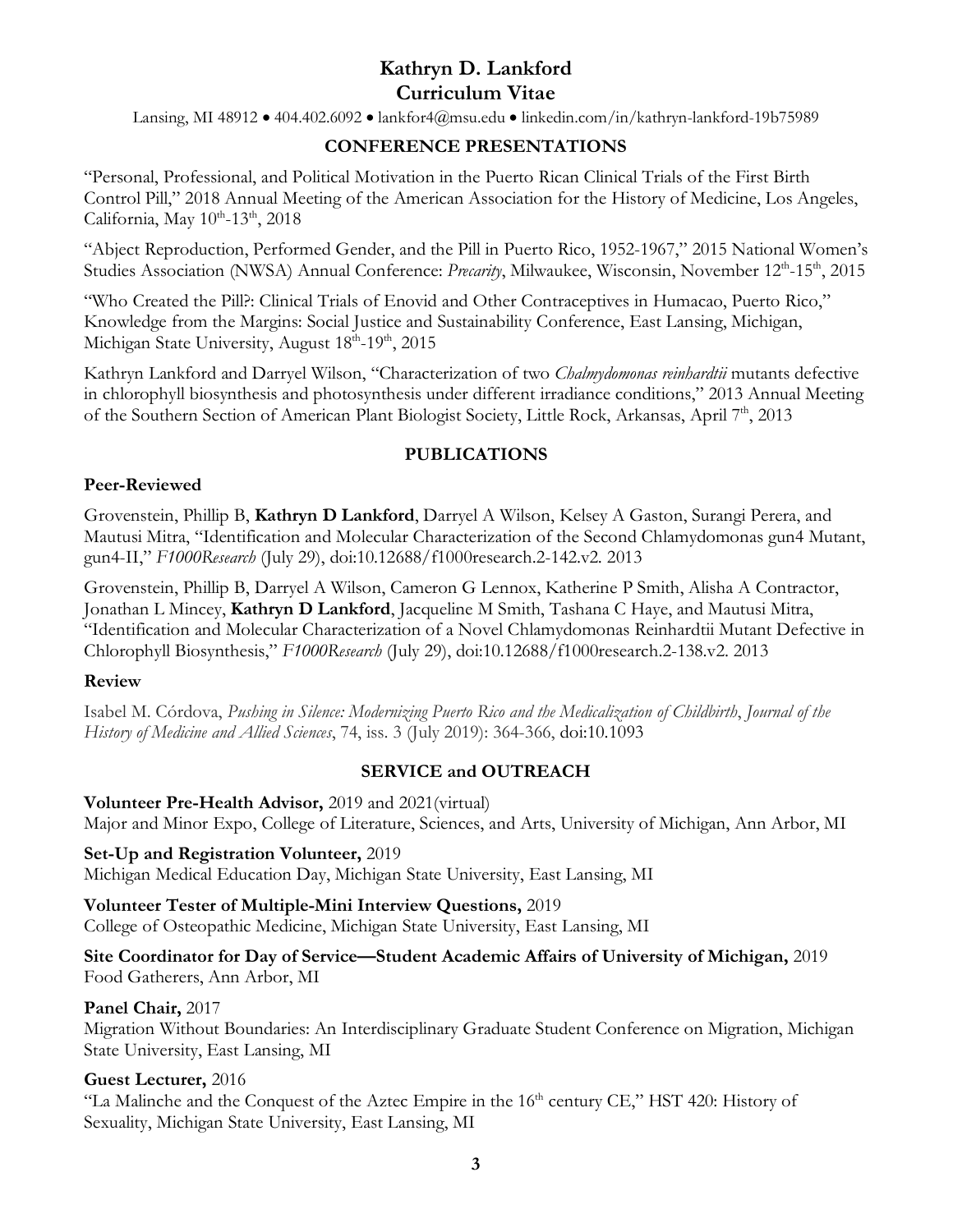# Kathryn D. Lankford
## Curriculum Vitae

Lansing, MI 48912 • 404.402.6092 • lankfor4@msu.edu • linkedin.com/in/kathryn-lankford-19b75989

## CONFERENCE PRESENTATIONS

"Personal, Professional, and Political Motivation in the Puerto Rican Clinical Trials of the First Birth Control Pill," 2018 Annual Meeting of the American Association for the History of Medicine, Los Angeles, California, May 10th-13th, 2018

"Abject Reproduction, Performed Gender, and the Pill in Puerto Rico, 1952-1967," 2015 National Women's Studies Association (NWSA) Annual Conference: *Precarity*, Milwaukee, Wisconsin, November 12th-15th, 2015

"Who Created the Pill?: Clinical Trials of Enovid and Other Contraceptives in Humacao, Puerto Rico," Knowledge from the Margins: Social Justice and Sustainability Conference, East Lansing, Michigan, Michigan State University, August 18th-19th, 2015

Kathryn Lankford and Darryel Wilson, "Characterization of two *Chalmydomonas reinhardtii* mutants defective in chlorophyll biosynthesis and photosynthesis under different irradiance conditions," 2013 Annual Meeting of the Southern Section of American Plant Biologist Society, Little Rock, Arkansas, April 7th, 2013

## PUBLICATIONS

### Peer-Reviewed

Grovenstein, Phillip B, **Kathryn D Lankford**, Darryel A Wilson, Kelsey A Gaston, Surangi Perera, and Mautusi Mitra, "Identification and Molecular Characterization of the Second Chlamydomonas gun4 Mutant, gun4-II," *F1000Research* (July 29), doi:10.12688/f1000research.2-142.v2. 2013

Grovenstein, Phillip B, Darryel A Wilson, Cameron G Lennox, Katherine P Smith, Alisha A Contractor, Jonathan L Mincey, **Kathryn D Lankford**, Jacqueline M Smith, Tashana C Haye, and Mautusi Mitra, "Identification and Molecular Characterization of a Novel Chlamydomonas Reinhardtii Mutant Defective in Chlorophyll Biosynthesis," *F1000Research* (July 29), doi:10.12688/f1000research.2-138.v2. 2013

### Review

Isabel M. Córdova, *Pushing in Silence: Modernizing Puerto Rico and the Medicalization of Childbirth*, *Journal of the History of Medicine and Allied Sciences*, 74, iss. 3 (July 2019): 364-366, doi:10.1093

## SERVICE and OUTREACH

**Volunteer Pre-Health Advisor,** 2019 and 2021(virtual)
Major and Minor Expo, College of Literature, Sciences, and Arts, University of Michigan, Ann Arbor, MI

**Set-Up and Registration Volunteer,** 2019
Michigan Medical Education Day, Michigan State University, East Lansing, MI

**Volunteer Tester of Multiple-Mini Interview Questions,** 2019
College of Osteopathic Medicine, Michigan State University, East Lansing, MI

**Site Coordinator for Day of Service—Student Academic Affairs of University of Michigan,** 2019
Food Gatherers, Ann Arbor, MI

**Panel Chair,** 2017
Migration Without Boundaries: An Interdisciplinary Graduate Student Conference on Migration, Michigan State University, East Lansing, MI

**Guest Lecturer,** 2016
"La Malinche and the Conquest of the Aztec Empire in the 16th century CE," HST 420: History of Sexuality, Michigan State University, East Lansing, MI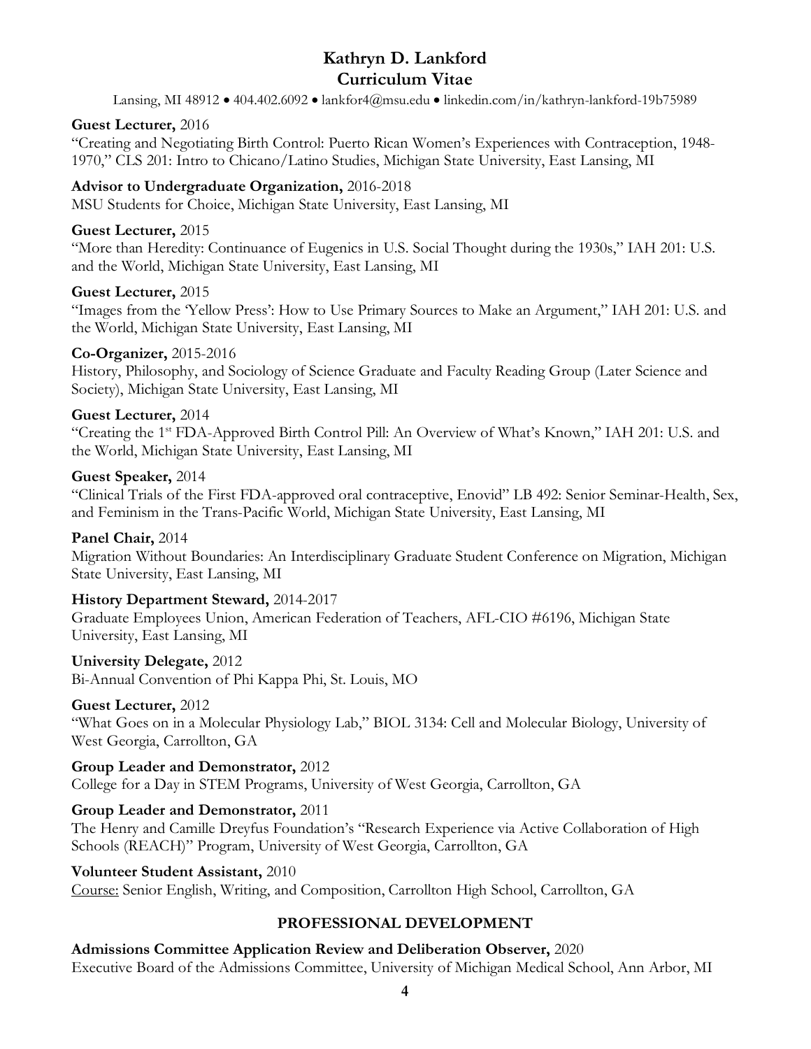# Kathryn D. Lankford
# Curriculum Vitae

Lansing, MI 48912 • 404.402.6092 • lankfor4@msu.edu • linkedin.com/in/kathryn-lankford-19b75989

**Guest Lecturer,** 2016
"Creating and Negotiating Birth Control: Puerto Rican Women's Experiences with Contraception, 1948-1970," CLS 201: Intro to Chicano/Latino Studies, Michigan State University, East Lansing, MI

**Advisor to Undergraduate Organization,** 2016-2018
MSU Students for Choice, Michigan State University, East Lansing, MI

**Guest Lecturer,** 2015
"More than Heredity: Continuance of Eugenics in U.S. Social Thought during the 1930s," IAH 201: U.S. and the World, Michigan State University, East Lansing, MI

**Guest Lecturer,** 2015
"Images from the 'Yellow Press': How to Use Primary Sources to Make an Argument," IAH 201: U.S. and the World, Michigan State University, East Lansing, MI

**Co-Organizer,** 2015-2016
History, Philosophy, and Sociology of Science Graduate and Faculty Reading Group (Later Science and Society), Michigan State University, East Lansing, MI

**Guest Lecturer,** 2014
"Creating the 1st FDA-Approved Birth Control Pill: An Overview of What's Known," IAH 201: U.S. and the World, Michigan State University, East Lansing, MI

**Guest Speaker,** 2014
"Clinical Trials of the First FDA-approved oral contraceptive, Enovid" LB 492: Senior Seminar-Health, Sex, and Feminism in the Trans-Pacific World, Michigan State University, East Lansing, MI

**Panel Chair,** 2014
Migration Without Boundaries: An Interdisciplinary Graduate Student Conference on Migration, Michigan State University, East Lansing, MI

**History Department Steward,** 2014-2017
Graduate Employees Union, American Federation of Teachers, AFL-CIO #6196, Michigan State University, East Lansing, MI

**University Delegate,** 2012
Bi-Annual Convention of Phi Kappa Phi, St. Louis, MO

**Guest Lecturer,** 2012
"What Goes on in a Molecular Physiology Lab," BIOL 3134: Cell and Molecular Biology, University of West Georgia, Carrollton, GA

**Group Leader and Demonstrator,** 2012
College for a Day in STEM Programs, University of West Georgia, Carrollton, GA

**Group Leader and Demonstrator,** 2011
The Henry and Camille Dreyfus Foundation's "Research Experience via Active Collaboration of High Schools (REACH)" Program, University of West Georgia, Carrollton, GA

**Volunteer Student Assistant,** 2010
<u>Course:</u> Senior English, Writing, and Composition, Carrollton High School, Carrollton, GA

## PROFESSIONAL DEVELOPMENT

**Admissions Committee Application Review and Deliberation Observer,** 2020
Executive Board of the Admissions Committee, University of Michigan Medical School, Ann Arbor, MI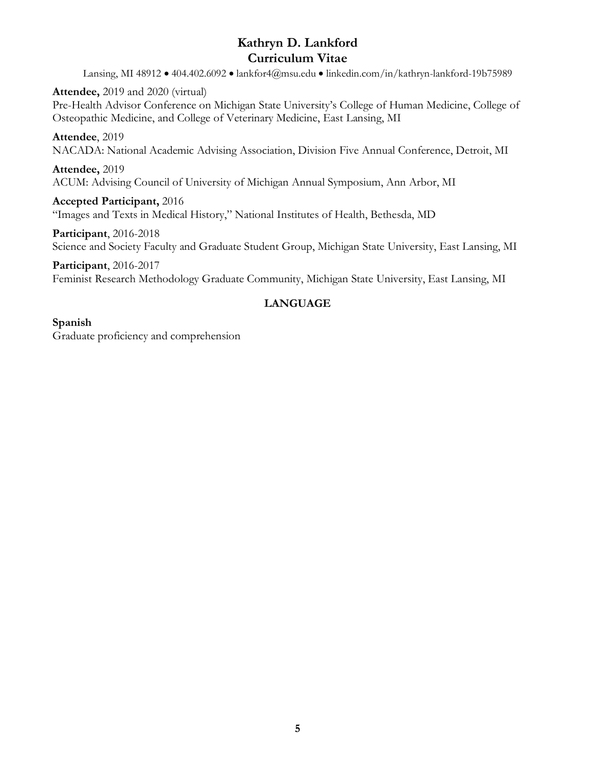# Kathryn D. Lankford
## Curriculum Vitae

Lansing, MI 48912 • 404.402.6092 • lankfor4@msu.edu • linkedin.com/in/kathryn-lankford-19b75989

**Attendee,** 2019 and 2020 (virtual)
Pre-Health Advisor Conference on Michigan State University's College of Human Medicine, College of Osteopathic Medicine, and College of Veterinary Medicine, East Lansing, MI

**Attendee**, 2019
NACADA: National Academic Advising Association, Division Five Annual Conference, Detroit, MI

**Attendee,** 2019
ACUM: Advising Council of University of Michigan Annual Symposium, Ann Arbor, MI

**Accepted Participant,** 2016
"Images and Texts in Medical History," National Institutes of Health, Bethesda, MD

**Participant**, 2016-2018
Science and Society Faculty and Graduate Student Group, Michigan State University, East Lansing, MI

**Participant**, 2016-2017
Feminist Research Methodology Graduate Community, Michigan State University, East Lansing, MI

## LANGUAGE

**Spanish**
Graduate proficiency and comprehension